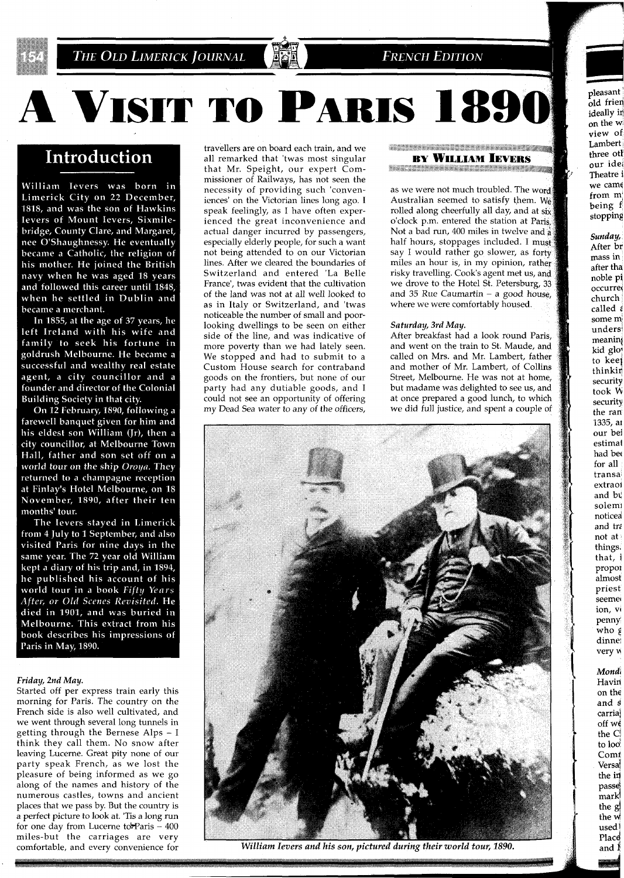# A Visit to Paris 1890

### By William Ievers

## Introduction

William Ievers was born in Limerick City on 22 December, 1818, and was the son of Hawkins Ievers of Mount Ievers, Sixmilebridge, County Clare, and Margaret, nee O'Shaughnessy. He eventually became a Catholic, the religion of his mother. He joined the British navy when he was aged 18 years and followed this career until 1848, when he settled in Dublin and became a merchant.

In 1855, at the age of 37 years, he left Ireland with his wife and family to seek his fortune in goldrush Melbourne. He became a successful and wealthy real estate agent, a city councillor and a founder and director of the Colonial Building Society in that city.

On 12 February, 1890, following a farewell banquet given for him and his eldest son William (Jr), then a city councillor, at Melbourne Town Hall, father and son set off on a world tour on the ship *Oroya*. They returned to a champagne reception at Finlay's Hotel Melbourne, on 18 November, 1890, after their ten months' tour.

The Ievers stayed in Limerick from 4 July to 1 September, and also visited Paris for nine days in the same year. The 72 year old William kept a diary of his trip and, in 1894, he published his account of his world tour in a book *Fifty Years After, or Old Scenes Revisited*. He died in 1901, and was buried in Melbourne. This extract from his book describes his impressions of Paris in May, 1890.

*Friday, 2nd May.*

Started off per express train early this morning for Paris. The country on the French side is also well cultivated, and we went through several long tunnels in getting through the Bernese Alps – I think they call them. No snow after leaving Lucerne. Great pity none of our party speak French, as we lost the pleasure of being informed as we go along of the names and history of the numerous castles, towns and ancient places that we pass by. But the country is a perfect picture to look at. 'Tis a long run for one day from Lucerne to Paris – 400 miles-but the carriages are very comfortable, and every convenience for travellers are on board each train, and we all remarked that 'twas most singular that Mr. Speight, our expert Commissioner of Railways, has not seen the necessity of providing such 'conveniences' on the Victorian lines long ago. I speak feelingly, as I have often experienced the great inconvenience and actual danger incurred by passengers, especially elderly people, for such a want not being attended to on our Victorian lines. After we cleared the boundaries of Switzerland and entered 'La Belle France', 'twas evident that the cultivation of the land was not at all well looked to as in Italy or Switzerland, and 'twas noticeable the number of small and poor-looking dwellings to be seen on either side of the line, and was indicative of more poverty than we had lately seen. We stopped and had to submit to a Custom House search for contraband goods on the frontiers, but none of our party had any dutiable goods, and I could not see an opportunity of offering my Dead Sea water to any of the officers, as we were not much troubled. The word Australian seemed to satisfy them. We rolled along cheerfully all day, and at six o'clock p.m. entered the station at Paris. Not a bad run, 400 miles in twelve and a half hours, stoppages included. I must say I would rather go slower, as forty miles an hour is, in my opinion, rather risky travelling. Cook's agent met us, and we drove to the Hotel St. Petersburg, 33 and 35 Rue Caumartin – a good house, where we were comfortably housed.

*Saturday, 3rd May.*

After breakfast had a look round Paris, and went on the train to St. Maude, and called on Mrs. and Mr. Lambert, father and mother of Mr. Lambert, of Collins Street, Melbourne. He was not at home, but madame was delighted to see us, and at once prepared a good lunch, to which we did full justice, and spent a couple of

*William Ievers and his son, pictured during their world tour, 1890.*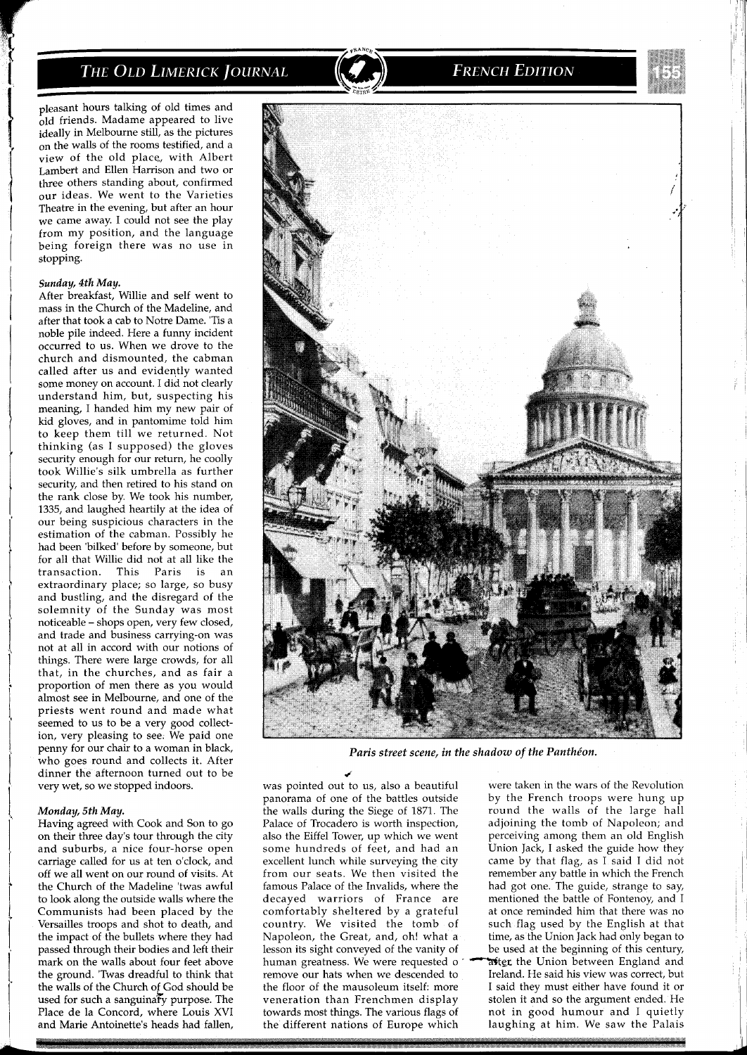pleasant hours talking of old times and old friends. Madame appeared to live ideally in Melbourne still, as the pictures on the walls of the rooms testified, and a view of the old place, with Albert Lambert and Ellen Harrison and two or three others standing about, confirmed our ideas. We went to the Varieties Theatre in the evening, but after an hour we came away. I could not see the play from my position, and the language being foreign there was no use in stopping.

*Sunday, 4th May.*

After breakfast, Willie and self went to mass in the Church of the Madeline, and after that took a cab to Notre Dame. 'Tis a noble pile indeed. Here a funny incident occurred to us. When we drove to the church and dismounted, the cabman called after us and evidently wanted some money on account. I did not clearly understand him, but, suspecting his meaning, I handed him my new pair of kid gloves, and in pantomime told him to keep them till we returned. Not thinking (as I supposed) the gloves security enough for our return, he coolly took Willie's silk umbrella as further security, and then retired to his stand on the rank close by. We took his number, 1335, and laughed heartily at the idea of our being suspicious characters in the estimation of the cabman. Possibly he had been 'bilked' before by someone, but for all that Willie did not at all like the transaction. This Paris is an extraordinary place; so large, so busy and bustling, and the disregard of the solemnity of the Sunday was most noticeable – shops open, very few closed, and trade and business carrying-on was not at all in accord with our notions of things. There were large crowds, for all that, in the churches, and as fair a proportion of men there as you would almost see in Melbourne, and one of the priests went round and made what seemed to us to be a very good collection, very pleasing to see. We paid one penny for our chair to a woman in black, who goes round and collects it. After dinner the afternoon turned out to be very wet, so we stopped indoors.

*Monday, 5th May.*

Having agreed with Cook and Son to go on their three day's tour through the city and suburbs, a nice four-horse open carriage called for us at ten o'clock, and off we all went on our round of visits. At the Church of the Madeline 'twas awful to look along the outside walls where the Communists had been placed by the Versailles troops and shot to death, and the impact of the bullets where they had passed through their bodies and left their mark on the walls about four feet above the ground. 'Twas dreadful to think that the walls of the Church of God should be used for such a sanguinary purpose. The Place de la Concord, where Louis XVI and Marie Antoinette's heads had fallen, was pointed out to us, also a beautiful panorama of one of the battles outside the walls during the Siege of 1871. The Palace of Trocadero is worth inspection, also the Eiffel Tower, up which we went some hundreds of feet, and had an excellent lunch while surveying the city from our seats. We then visited the famous Palace of the Invalids, where the decayed warriors of France are comfortably sheltered by a grateful country. We visited the tomb of Napoleon, the Great, and, oh! what a lesson its sight conveyed of the vanity of human greatness. We were requested to remove our hats when we descended to the floor of the mausoleum itself: more veneration than Frenchmen display towards most things. The various flags of the different nations of Europe which were taken in the wars of the Revolution by the French troops were hung up round the walls of the large hall adjoining the tomb of Napoleon; and perceiving among them an old English Union Jack, I asked the guide how they came by that flag, as I said I did not remember any battle in which the French had got one. The guide, strange to say, mentioned the battle of Fontenoy, and I at once reminded him that there was no such flag used by the English at that time, as the Union Jack had only began to be used at the beginning of this century, after the Union between England and Ireland. He said his view was correct, but I said they must either have found it or stolen it and so the argument ended. He not in good humour and I quietly laughing at him. We saw the Palais

*Paris street scene, in the shadow of the Panthéon.*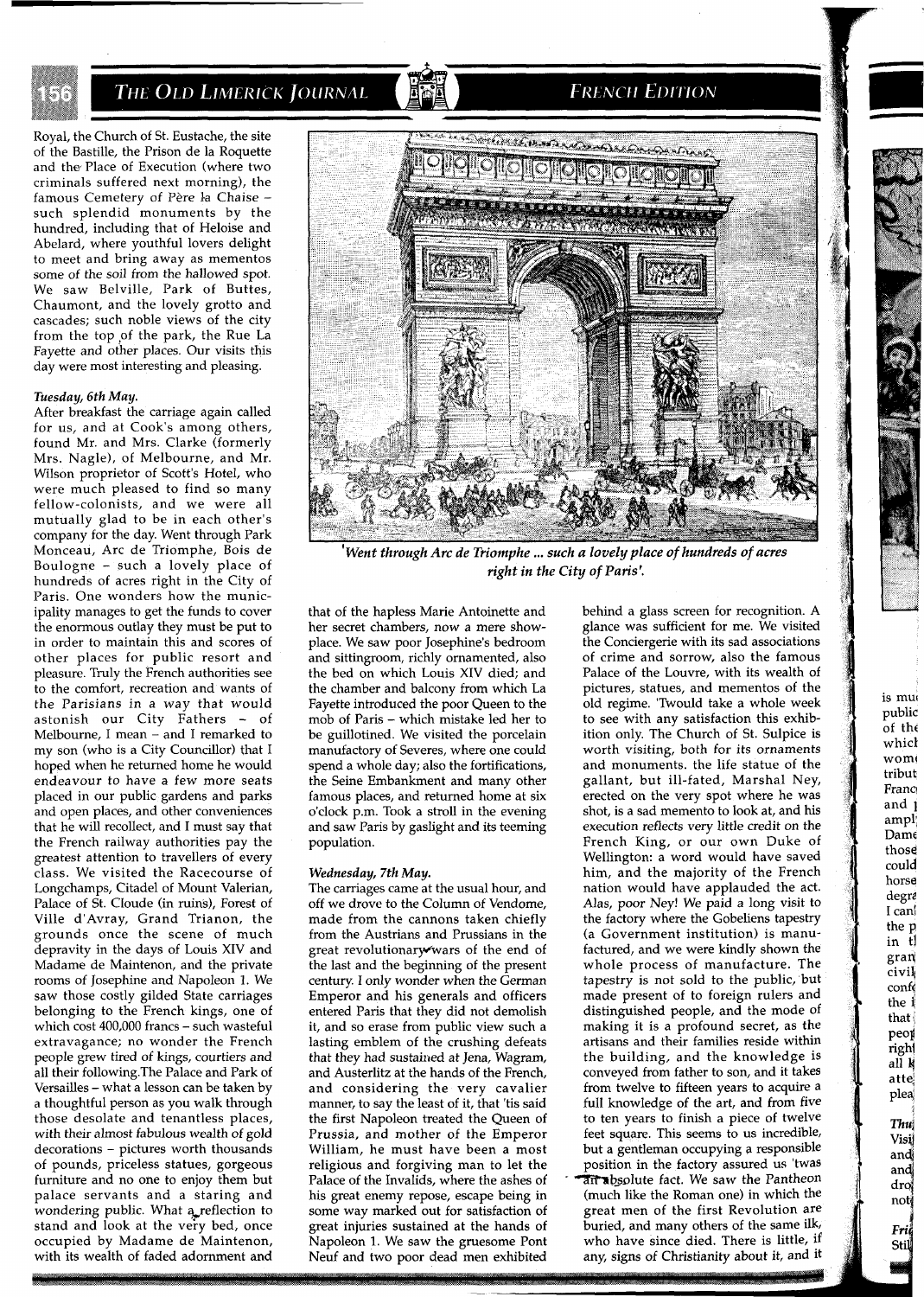Royal, the Church of St. Eustache, the site of the Bastille, the Prison de la Roquette and the Place of Execution (where two criminals suffered next morning), the famous Cemetery of Père la Chaise – such splendid monuments by the hundred, including that of Heloise and Abelard, where youthful lovers delight to meet and bring away as mementos some of the soil from the hallowed spot. We saw Belville, Park of Buttes, Chaumont, and the lovely grotto and cascades; such noble views of the city from the top of the park, the Rue La Fayette and other places. Our visits this day were most interesting and pleasing.

*Tuesday, 6th May.*

After breakfast the carriage again called for us, and at Cook's among others, found Mr. and Mrs. Clarke (formerly Mrs. Nagle), of Melbourne, and Mr. Wilson proprietor of Scott's Hotel, who were much pleased to find so many fellow-colonists, and we were all mutually glad to be in each other's company for the day. Went through Park Monceau, Arc de Triomphe, Bois de Boulogne – such a lovely place of hundreds of acres right in the City of Paris. One wonders how the municipality manages to get the funds to cover the enormous outlay they must be put to in order to maintain this and scores of other places for public resort and pleasure. Truly the French authorities see to the comfort, recreation and wants of the Parisians in a way that would astonish our City Fathers – of Melbourne, I mean – and I remarked to my son (who is a City Councillor) that I hoped when he returned home he would endeavour to have a few more seats placed in our public gardens and parks and open places, and other conveniences that he will recollect, and I must say that the French railway authorities pay the greatest attention to travellers of every class. We visited the Racecourse of Longchamps, Citadel of Mount Valerian, Palace of St. Cloude (in ruins), Forest of Ville d'Avray, Grand Trianon, the grounds once the scene of much depravity in the days of Louis XIV and Madame de Maintenon, and the private rooms of Josephine and Napoleon 1. We saw those costly gilded State carriages belonging to the French kings, one of which cost 400,000 francs – such wasteful extravagance; no wonder the French people grew tired of kings, courtiers and all their following. The Palace and Park of Versailles – what a lesson can be taken by a thoughtful person as you walk through those desolate and tenantless places, with their almost fabulous wealth of gold decorations – pictures worth thousands of pounds, priceless statues, gorgeous furniture and no one to enjoy them but palace servants and a staring and wondering public. What a reflection to stand and look at the very bed, once occupied by Madame de Maintenon, with its wealth of faded adornment and that of the hapless Marie Antoinette and her secret chambers, now a mere show-place. We saw poor Josephine's bedroom and sittingroom, richly ornamented, also the bed on which Louis XIV died; and the chamber and balcony from which La Fayette introduced the poor Queen to the mob of Paris – which mistake led her to be guillotined. We visited the porcelain manufactory of Severes, where one could spend a whole day; also the fortifications, the Seine Embankment and many other famous places, and returned home at six o'clock p.m. Took a stroll in the evening and saw Paris by gaslight and its teeming population.

*'Went through Arc de Triomphe ... such a lovely place of hundreds of acres right in the City of Paris'.*

*Wednesday, 7th May.*

The carriages came at the usual hour, and off we drove to the Column of Vendome, made from the cannons taken chiefly from the Austrians and Prussians in the great revolutionary wars of the end of the last and the beginning of the present century. I only wonder when the German Emperor and his generals and officers entered Paris that they did not demolish it, and so erase from public view such a lasting emblem of the crushing defeats that they had sustained at Jena, Wagram, and Austerlitz at the hands of the French, and considering the very cavalier manner, to say the least of it, that 'tis said the first Napoleon treated the Queen of Prussia, and mother of the Emperor William, he must have been a most religious and forgiving man to let the Palace of the Invalids, where the ashes of his great enemy repose, escape being in some way marked out for satisfaction of great injuries sustained at the hands of Napoleon 1. We saw the gruesome Pont Neuf and two poor dead men exhibited behind a glass screen for recognition. A glance was sufficient for me. We visited the Conciergerie with its sad associations of crime and sorrow, also the famous Palace of the Louvre, with its wealth of pictures, statues, and mementos of the old regime. 'Twould take a whole week to see with any satisfaction this exhibition only. The Church of St. Sulpice is worth visiting, both for its ornaments and monuments. the life statue of the gallant, but ill-fated, Marshal Ney, erected on the very spot where he was shot, is a sad memento to look at, and his execution reflects very little credit on the French King, or our own Duke of Wellington: a word would have saved him, and the majority of the French nation would have applauded the act. Alas, poor Ney! We paid a long visit to the factory where the Gobeliens tapestry (a Government institution) is manufactured, and we were kindly shown the whole process of manufacture. The tapestry is not sold to the public, but made present of to foreign rulers and distinguished people, and the mode of making it is a profound secret, as the artisans and their families reside within the building, and the knowledge is conveyed from father to son, and it takes from twelve to fifteen years to acquire a full knowledge of the art, and from five to ten years to finish a piece of twelve feet square. This seems to us incredible, but a gentleman occupying a responsible position in the factory assured us 'twas an absolute fact. We saw the Pantheon (much like the Roman one) in which the great men of the first Revolution are buried, and many others of the same ilk, who have since died. There is little, if any, signs of Christianity about it, and it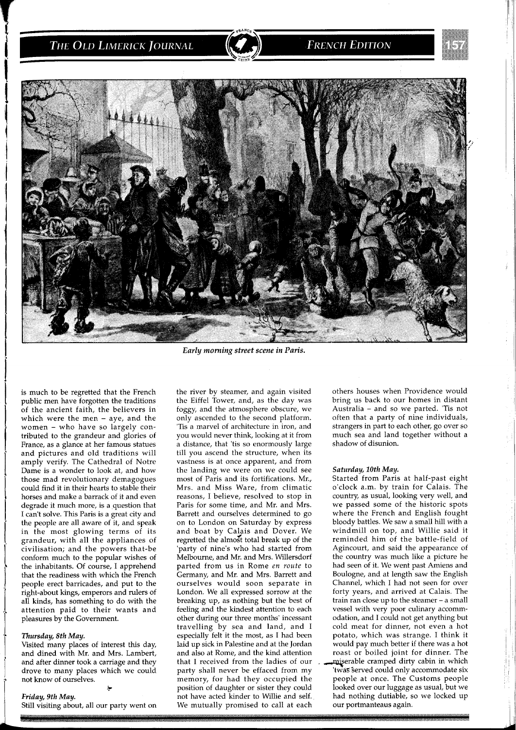Early morning street scene in Paris.

is much to be regretted that the French public men have forgotten the traditions of the ancient faith, the believers in which were the men – aye, and the women – who have so largely contributed to the grandeur and glories of France, as a glance at her famous statues and pictures and old traditions will amply verify. The Cathedral of Notre Dame is a wonder to look at, and how those mad revolutionary demagogues could find it in their hearts to stable their horses and make a barrack of it and even degrade it much more, is a question that I can't solve. This Paris is a great city and the people are all aware of it, and speak in the most glowing terms of its grandeur, with all the appliances of civilisation; and the powers that-be conform much to the popular wishes of the inhabitants. Of course, I apprehend that the readiness with which the French people erect barricades, and put to the right-about kings, emperors and rulers of all kinds, has something to do with the attention paid to their wants and pleasures by the Government.

### *Thursday, 8th May.*

Visited many places of interest this day, and dined with Mr. and Mrs. Lambert, and after dinner took a carriage and they drove to many places which we could not know of ourselves.

### *Friday, 9th May.*

Still visiting about, all our party went on the river by steamer, and again visited the Eiffel Tower, and, as the day was foggy, and the atmosphere obscure, we only ascended to the second platform. 'Tis a marvel of architecture in iron, and you would never think, looking at it from a distance, that 'tis so enormously large till you ascend the structure, when its vastness is at once apparent, and from the landing we were on we could see most of Paris and its fortifications. Mr., Mrs. and Miss Ware, from climatic reasons, I believe, resolved to stop in Paris for some time, and Mr. and Mrs. Barrett and ourselves determined to go on to London on Saturday by express and boat by Calais and Dover. We regretted the almost total break up of the 'party of nine's who had started from Melbourne, and Mr. and Mrs. Willersdorf parted from us in Rome *en route* to Germany, and Mr. and Mrs. Barrett and ourselves would soon separate in London. We all expressed sorrow at the breaking up, as nothing but the best of feeling and the kindest attention to each other during our three months' incessant travelling by sea and land, and I especially felt it the most, as I had been laid up sick in Palestine and at the Jordan and also at Rome, and the kind attention that I received from the ladies of our party shall never be effaced from my memory, for had they occupied the position of daughter or sister they could not have acted kinder to Willie and self. We mutually promised to call at each others houses when Providence would bring us back to our homes in distant Australia – and so we parted. 'Tis not often that a party of nine individuals, strangers in part to each other, go over so much sea and land together without a shadow of disunion.

### *Saturday, 10th May.*

Started from Paris at half-past eight o'clock a.m. by train for Calais. The country, as usual, looking very well, and we passed some of the historic spots where the French and English fought bloody battles. We saw a small hill with a windmill on top, and Willie said it reminded him of the battle-field of Agincourt, and said the appearance of the country was much like a picture he had seen of it. We went past Amiens and Boulogne, and at length saw the English Channel, which I had not seen for over forty years, and arrived at Calais. The train ran close up to the steamer – a small vessel with very poor culinary accommodation, and I could not get anything but cold meat for dinner, not even a hot potato, which was strange. I think it would pay much better if there was a hot roast or boiled joint for dinner. The miserable cramped dirty cabin in which 'twas served could only accommodate six people at once. The Customs people looked over our luggage as usual, but we had nothing dutiable, so we locked up our portmanteaus again.